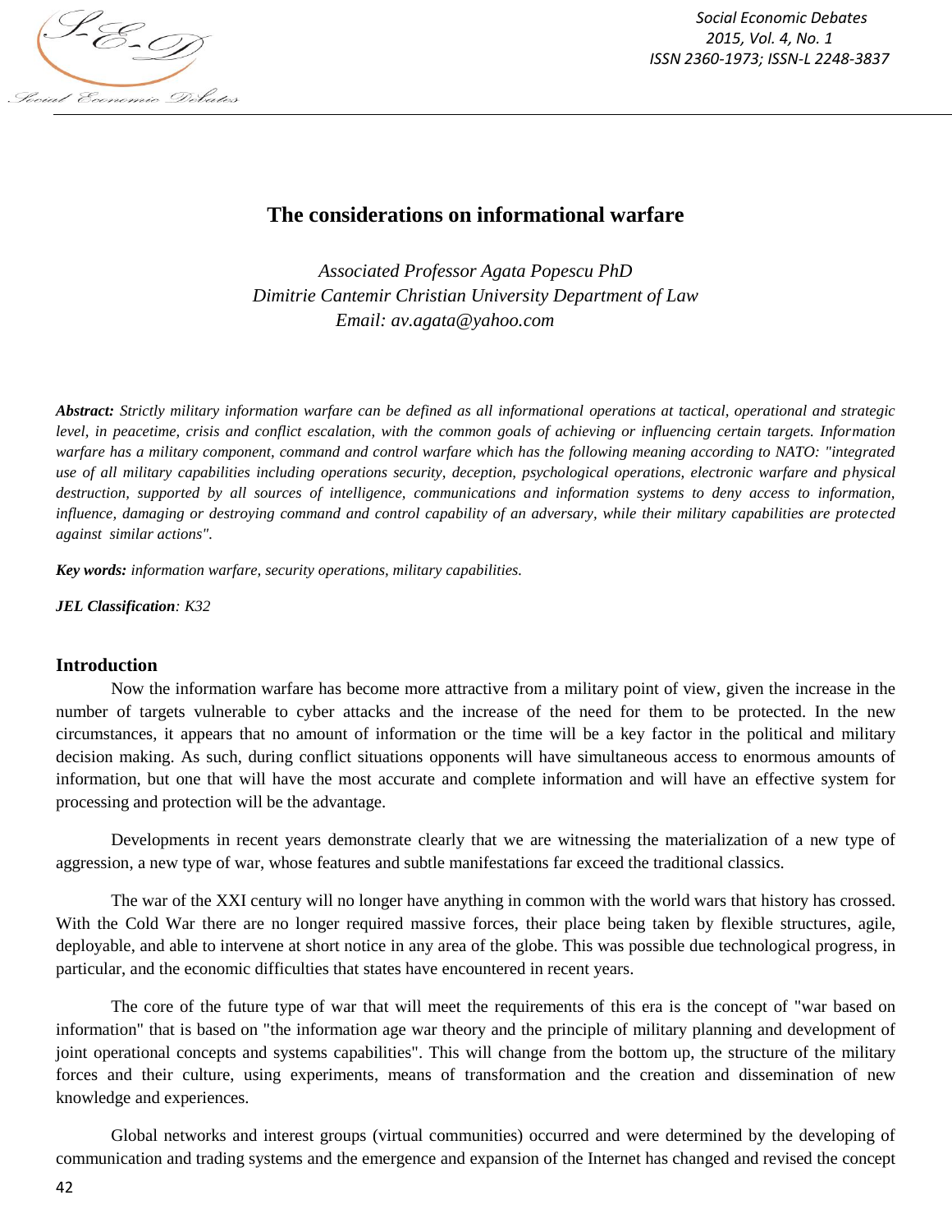# The considerations on informational warfare

*Associated Professor Agata Popescu PhD*
*Dimitrie Cantemir Christian University Department of Law*
*Email: av.agata@yahoo.com*

***Abstract:*** *Strictly military information warfare can be defined as all informational operations at tactical, operational and strategic level, in peacetime, crisis and conflict escalation, with the common goals of achieving or influencing certain targets. Information warfare has a military component, command and control warfare which has the following meaning according to NATO: "integrated use of all military capabilities including operations security, deception, psychological operations, electronic warfare and physical destruction, supported by all sources of intelligence, communications and information systems to deny access to information, influence, damaging or destroying command and control capability of an adversary, while their military capabilities are protected against similar actions".*

***Key words:*** *information warfare, security operations, military capabilities.*

***JEL Classification****: K32*

## Introduction

Now the information warfare has become more attractive from a military point of view, given the increase in the number of targets vulnerable to cyber attacks and the increase of the need for them to be protected. In the new circumstances, it appears that no amount of information or the time will be a key factor in the political and military decision making. As such, during conflict situations opponents will have simultaneous access to enormous amounts of information, but one that will have the most accurate and complete information and will have an effective system for processing and protection will be the advantage.

Developments in recent years demonstrate clearly that we are witnessing the materialization of a new type of aggression, a new type of war, whose features and subtle manifestations far exceed the traditional classics.

The war of the XXI century will no longer have anything in common with the world wars that history has crossed. With the Cold War there are no longer required massive forces, their place being taken by flexible structures, agile, deployable, and able to intervene at short notice in any area of the globe. This was possible due technological progress, in particular, and the economic difficulties that states have encountered in recent years.

The core of the future type of war that will meet the requirements of this era is the concept of "war based on information" that is based on "the information age war theory and the principle of military planning and development of joint operational concepts and systems capabilities". This will change from the bottom up, the structure of the military forces and their culture, using experiments, means of transformation and the creation and dissemination of new knowledge and experiences.

Global networks and interest groups (virtual communities) occurred and were determined by the developing of communication and trading systems and the emergence and expansion of the Internet has changed and revised the concept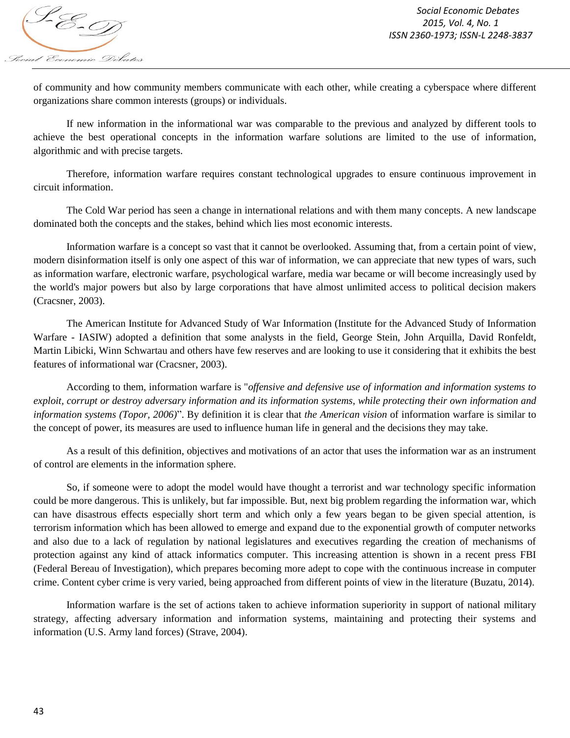of community and how community members communicate with each other, while creating a cyberspace where different organizations share common interests (groups) or individuals.

If new information in the informational war was comparable to the previous and analyzed by different tools to achieve the best operational concepts in the information warfare solutions are limited to the use of information, algorithmic and with precise targets.

Therefore, information warfare requires constant technological upgrades to ensure continuous improvement in circuit information.

The Cold War period has seen a change in international relations and with them many concepts. A new landscape dominated both the concepts and the stakes, behind which lies most economic interests.

Information warfare is a concept so vast that it cannot be overlooked. Assuming that, from a certain point of view, modern disinformation itself is only one aspect of this war of information, we can appreciate that new types of wars, such as information warfare, electronic warfare, psychological warfare, media war became or will become increasingly used by the world's major powers but also by large corporations that have almost unlimited access to political decision makers (Cracsner, 2003).

The American Institute for Advanced Study of War Information (Institute for the Advanced Study of Information Warfare - IASIW) adopted a definition that some analysts in the field, George Stein, John Arquilla, David Ronfeldt, Martin Libicki, Winn Schwartau and others have few reserves and are looking to use it considering that it exhibits the best features of informational war (Cracsner, 2003).

According to them, information warfare is "*offensive and defensive use of information and information systems to exploit, corrupt or destroy adversary information and its information systems, while protecting their own information and information systems (Topor, 2006)*". By definition it is clear that *the American vision* of information warfare is similar to the concept of power, its measures are used to influence human life in general and the decisions they may take.

As a result of this definition, objectives and motivations of an actor that uses the information war as an instrument of control are elements in the information sphere.

So, if someone were to adopt the model would have thought a terrorist and war technology specific information could be more dangerous. This is unlikely, but far impossible. But, next big problem regarding the information war, which can have disastrous effects especially short term and which only a few years began to be given special attention, is terrorism information which has been allowed to emerge and expand due to the exponential growth of computer networks and also due to a lack of regulation by national legislatures and executives regarding the creation of mechanisms of protection against any kind of attack informatics computer. This increasing attention is shown in a recent press FBI (Federal Bereau of Investigation), which prepares becoming more adept to cope with the continuous increase in computer crime. Content cyber crime is very varied, being approached from different points of view in the literature (Buzatu, 2014).

Information warfare is the set of actions taken to achieve information superiority in support of national military strategy, affecting adversary information and information systems, maintaining and protecting their systems and information (U.S. Army land forces) (Strave, 2004).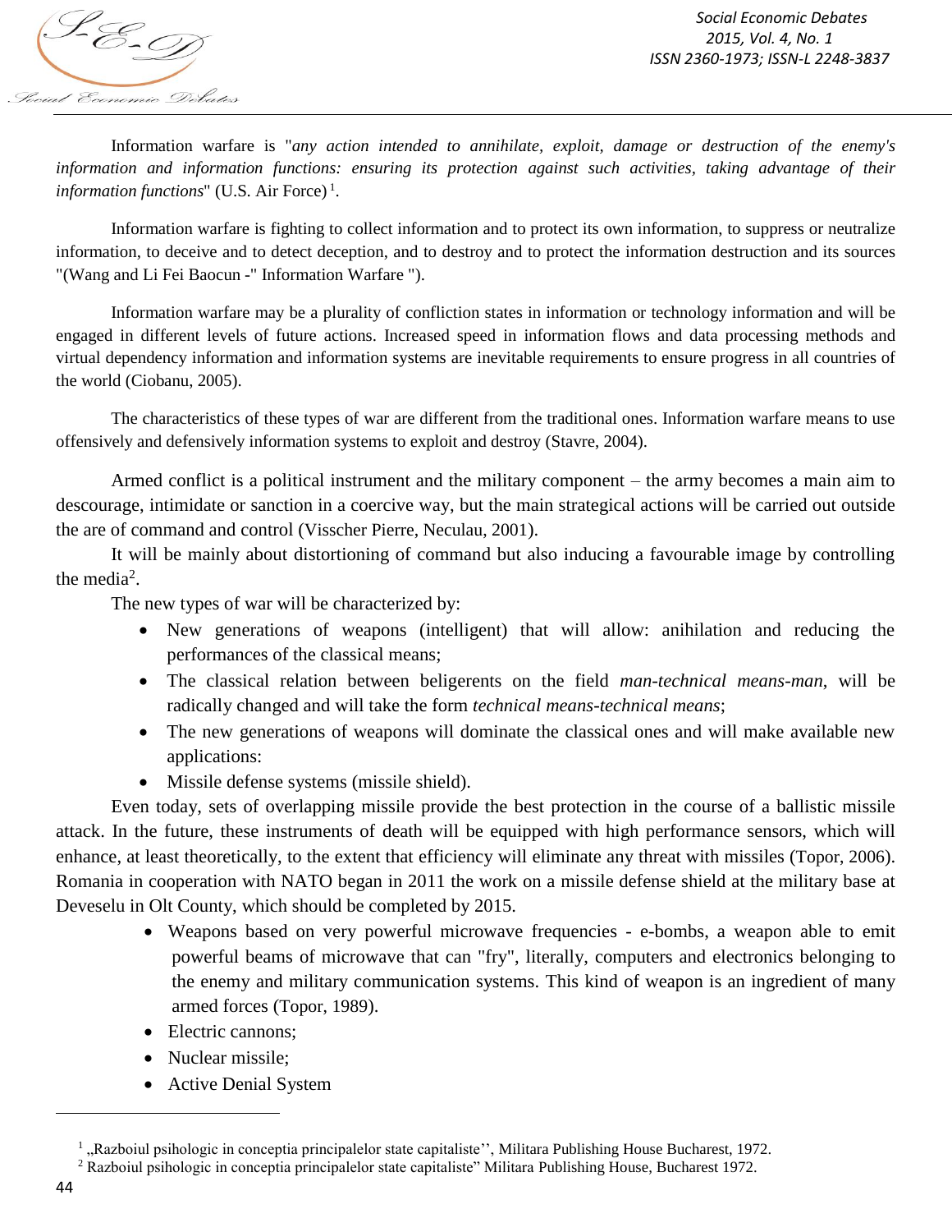Information warfare is "*any action intended to annihilate, exploit, damage or destruction of the enemy's information and information functions: ensuring its protection against such activities, taking advantage of their information functions*" (U.S. Air Force) [1].

Information warfare is fighting to collect information and to protect its own information, to suppress or neutralize information, to deceive and to detect deception, and to destroy and to protect the information destruction and its sources "(Wang and Li Fei Baocun -" Information Warfare ").

Information warfare may be a plurality of confliction states in information or technology information and will be engaged in different levels of future actions. Increased speed in information flows and data processing methods and virtual dependency information and information systems are inevitable requirements to ensure progress in all countries of the world (Ciobanu, 2005).

The characteristics of these types of war are different from the traditional ones. Information warfare means to use offensively and defensively information systems to exploit and destroy (Stavre, 2004).

Armed conflict is a political instrument and the military component – the army becomes a main aim to descourage, intimidate or sanction in a coercive way, but the main strategical actions will be carried out outside the are of command and control (Visscher Pierre, Neculau, 2001).

It will be mainly about distortioning of command but also inducing a favourable image by controlling the media[2].

The new types of war will be characterized by:

- New generations of weapons (intelligent) that will allow: anihilation and reducing the performances of the classical means;
- The classical relation between beligerents on the field *man-technical means-man*, will be radically changed and will take the form *technical means-technical means*;
- The new generations of weapons will dominate the classical ones and will make available new applications:
- Missile defense systems (missile shield).

Even today, sets of overlapping missile provide the best protection in the course of a ballistic missile attack. In the future, these instruments of death will be equipped with high performance sensors, which will enhance, at least theoretically, to the extent that efficiency will eliminate any threat with missiles (Topor, 2006). Romania in cooperation with NATO began in 2011 the work on a missile defense shield at the military base at Deveselu in Olt County, which should be completed by 2015.

- Weapons based on very powerful microwave frequencies - e-bombs, a weapon able to emit powerful beams of microwave that can "fry", literally, computers and electronics belonging to the enemy and military communication systems. This kind of weapon is an ingredient of many armed forces (Topor, 1989).
- Electric cannons;
- Nuclear missile;
- Active Denial System

---

[1] „Razboiul psihologic in conceptia principalelor state capitaliste'', Militara Publishing House Bucharest, 1972.

[2] Razboiul psihologic in conceptia principalelor state capitaliste" Militara Publishing House, Bucharest 1972.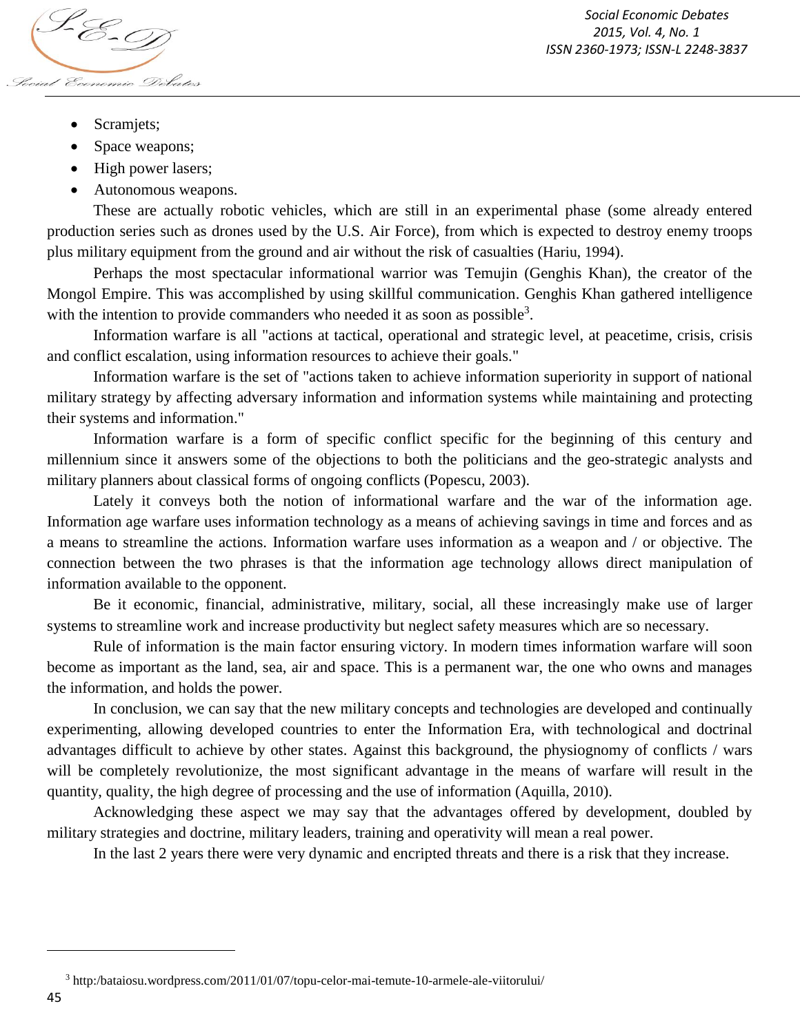- Scramjets;
- Space weapons;
- High power lasers;
- Autonomous weapons.

These are actually robotic vehicles, which are still in an experimental phase (some already entered production series such as drones used by the U.S. Air Force), from which is expected to destroy enemy troops plus military equipment from the ground and air without the risk of casualties (Hariu, 1994).

Perhaps the most spectacular informational warrior was Temujin (Genghis Khan), the creator of the Mongol Empire. This was accomplished by using skillful communication. Genghis Khan gathered intelligence with the intention to provide commanders who needed it as soon as possible[3].

Information warfare is all "actions at tactical, operational and strategic level, at peacetime, crisis, crisis and conflict escalation, using information resources to achieve their goals."

Information warfare is the set of "actions taken to achieve information superiority in support of national military strategy by affecting adversary information and information systems while maintaining and protecting their systems and information."

Information warfare is a form of specific conflict specific for the beginning of this century and millennium since it answers some of the objections to both the politicians and the geo-strategic analysts and military planners about classical forms of ongoing conflicts (Popescu, 2003).

Lately it conveys both the notion of informational warfare and the war of the information age. Information age warfare uses information technology as a means of achieving savings in time and forces and as a means to streamline the actions. Information warfare uses information as a weapon and / or objective. The connection between the two phrases is that the information age technology allows direct manipulation of information available to the opponent.

Be it economic, financial, administrative, military, social, all these increasingly make use of larger systems to streamline work and increase productivity but neglect safety measures which are so necessary.

Rule of information is the main factor ensuring victory. In modern times information warfare will soon become as important as the land, sea, air and space. This is a permanent war, the one who owns and manages the information, and holds the power.

In conclusion, we can say that the new military concepts and technologies are developed and continually experimenting, allowing developed countries to enter the Information Era, with technological and doctrinal advantages difficult to achieve by other states. Against this background, the physiognomy of conflicts / wars will be completely revolutionize, the most significant advantage in the means of warfare will result in the quantity, quality, the high degree of processing and the use of information (Aquilla, 2010).

Acknowledging these aspect we may say that the advantages offered by development, doubled by military strategies and doctrine, military leaders, training and operativity will mean a real power.

In the last 2 years there were very dynamic and encripted threats and there is a risk that they increase.

[3] http:/bataiosu.wordpress.com/2011/01/07/topu-celor-mai-temute-10-armele-ale-viitorului/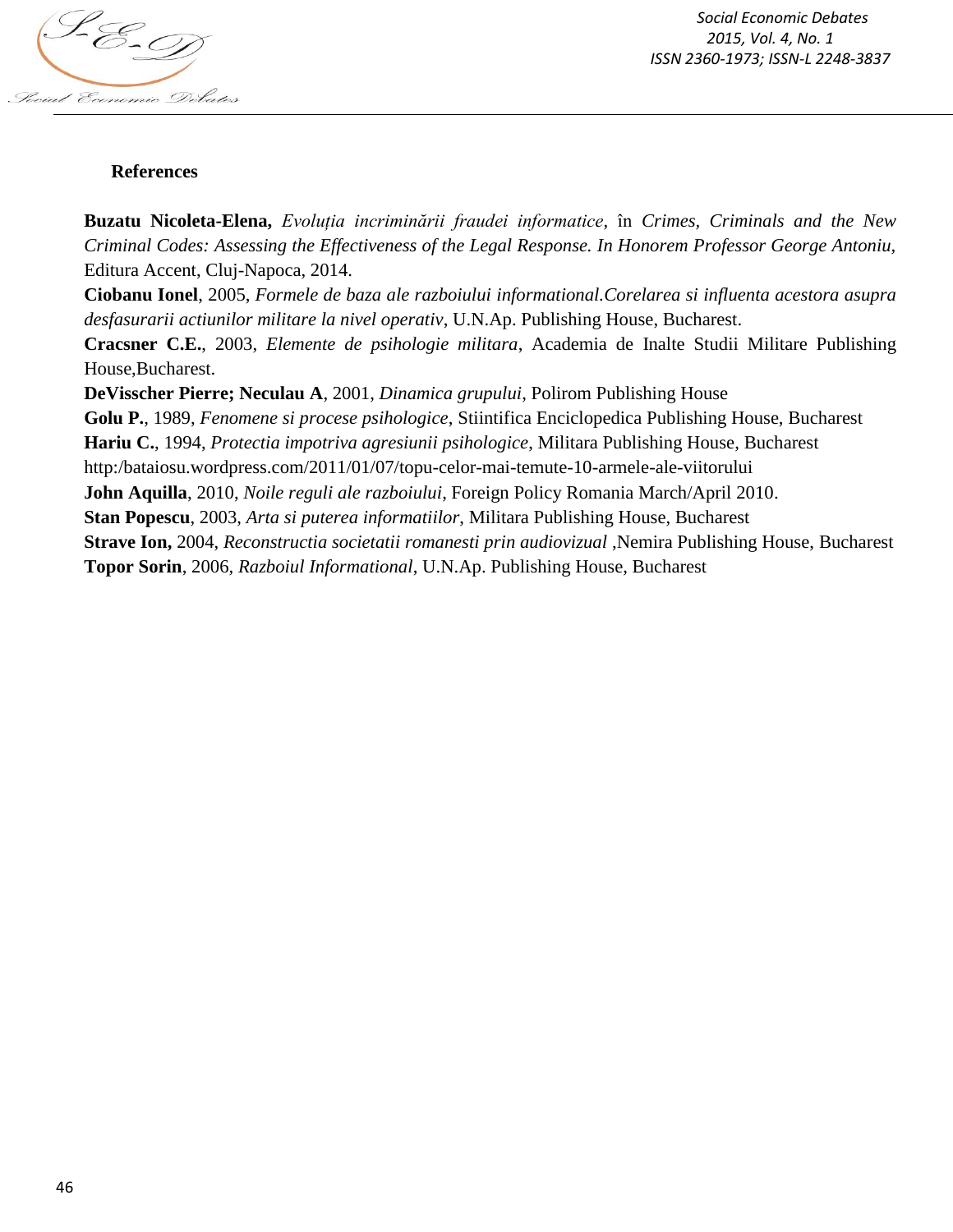**References**

**Buzatu Nicoleta-Elena,** *Evoluția incriminării fraudei informatice*, în *Crimes, Criminals and the New Criminal Codes: Assessing the Effectiveness of the Legal Response. In Honorem Professor George Antoniu*, Editura Accent, Cluj-Napoca, 2014.

**Ciobanu Ionel**, 2005, *Formele de baza ale razboiului informational.Corelarea si influenta acestora asupra desfasurarii actiunilor militare la nivel operativ*, U.N.Ap. Publishing House, Bucharest.

**Cracsner C.E.**, 2003, *Elemente de psihologie militara*, Academia de Inalte Studii Militare Publishing House,Bucharest.

**DeVisscher Pierre; Neculau A**, 2001, *Dinamica grupului*, Polirom Publishing House

**Golu P.**, 1989, *Fenomene si procese psihologice*, Stiintifica Enciclopedica Publishing House, Bucharest

**Hariu C.**, 1994, *Protectia impotriva agresiunii psihologice*, Militara Publishing House, Bucharest

http:/bataiosu.wordpress.com/2011/01/07/topu-celor-mai-temute-10-armele-ale-viitorului

**John Aquilla**, 2010, *Noile reguli ale razboiului*, Foreign Policy Romania March/April 2010.

**Stan Popescu**, 2003, *Arta si puterea informatiilor*, Militara Publishing House, Bucharest

**Strave Ion,** 2004, *Reconstructia societatii romanesti prin audiovizual* ,Nemira Publishing House, Bucharest

**Topor Sorin**, 2006, *Razboiul Informational*, U.N.Ap. Publishing House, Bucharest